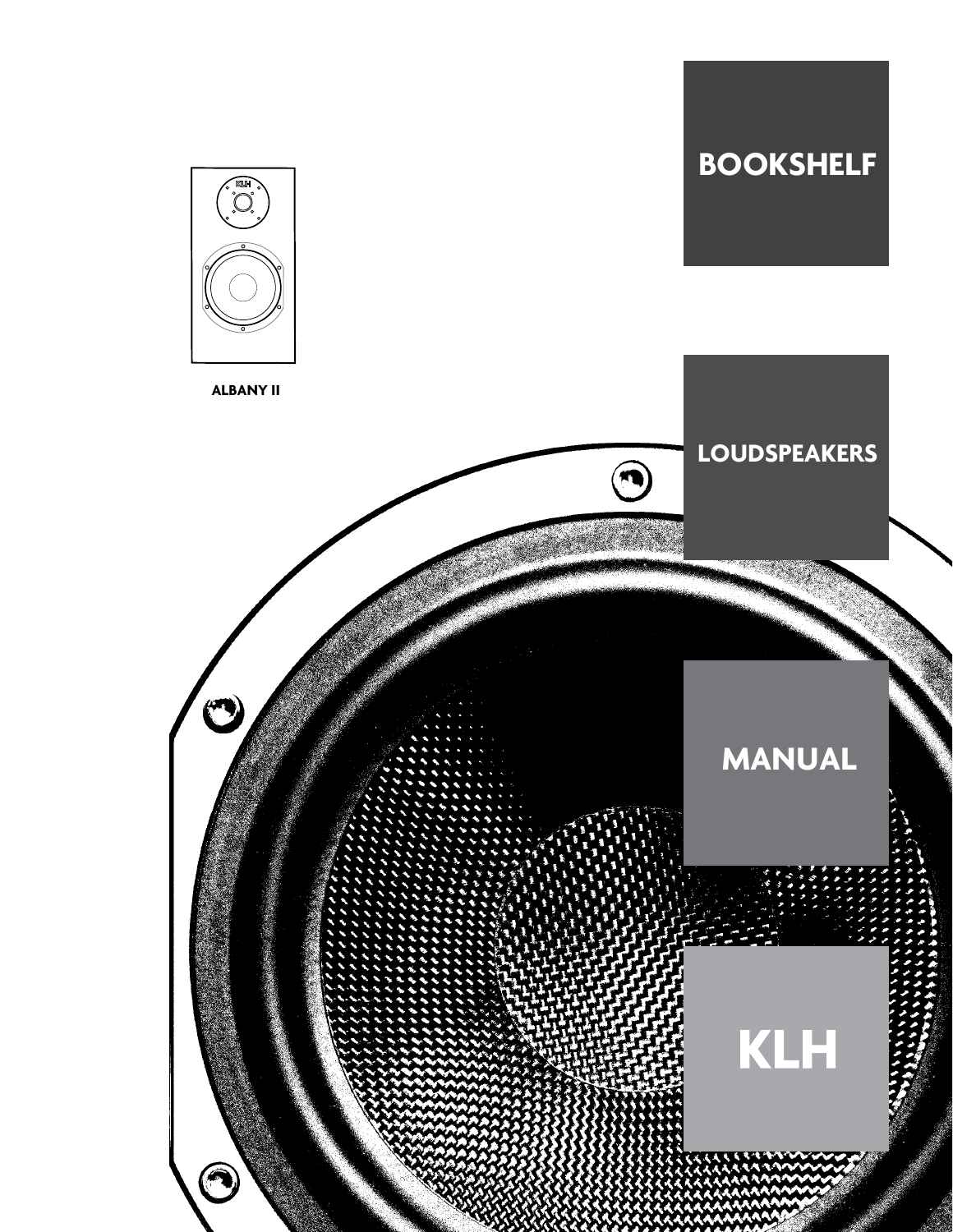# BOOKSHELF

# LOUDSPEAKERS

# MANUAL

# KLH

**ALBANY II**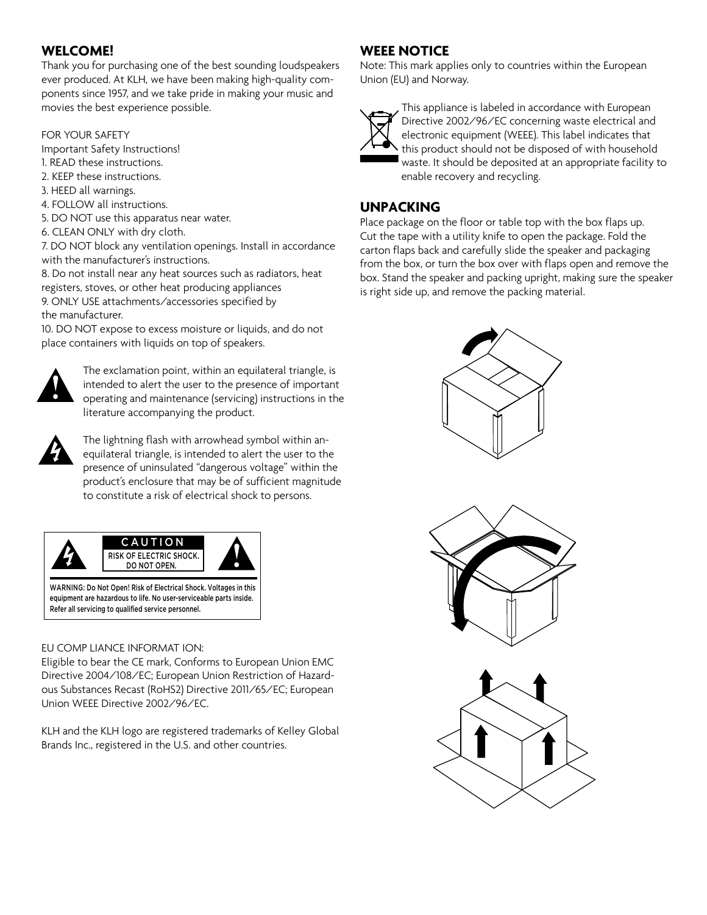## WELCOME!

Thank you for purchasing one of the best sounding loudspeakers ever produced. At KLH, we have been making high-quality components since 1957, and we take pride in making your music and movies the best experience possible.

FOR YOUR SAFETY

Important Safety Instructions!

1. READ these instructions.
2. KEEP these instructions.
3. HEED all warnings.
4. FOLLOW all instructions.
5. DO NOT use this apparatus near water.
6. CLEAN ONLY with dry cloth.
7. DO NOT block any ventilation openings. Install in accordance with the manufacturer's instructions.
8. Do not install near any heat sources such as radiators, heat registers, stoves, or other heat producing appliances
9. ONLY USE attachments/accessories specified by the manufacturer.
10. DO NOT expose to excess moisture or liquids, and do not place containers with liquids on top of speakers.

The exclamation point, within an equilateral triangle, is intended to alert the user to the presence of important operating and maintenance (servicing) instructions in the literature accompanying the product.

The lightning flash with arrowhead symbol within an equilateral triangle, is intended to alert the user to the presence of uninsulated "dangerous voltage" within the product's enclosure that may be of sufficient magnitude to constitute a risk of electrical shock to persons.

**CAUTION**

RISK OF ELECTRIC SHOCK. DO NOT OPEN.

WARNING: Do Not Open! Risk of Electrical Shock. Voltages in this equipment are hazardous to life. No user-serviceable parts inside. Refer all servicing to qualified service personnel.

EU COMP LIANCE INFORMAT ION:

Eligible to bear the CE mark, Conforms to European Union EMC Directive 2004/108/EC; European Union Restriction of Hazardous Substances Recast (RoHS2) Directive 2011/65/EC; European Union WEEE Directive 2002/96/EC.

KLH and the KLH logo are registered trademarks of Kelley Global Brands Inc., registered in the U.S. and other countries.

## WEEE NOTICE

Note: This mark applies only to countries within the European Union (EU) and Norway.

This appliance is labeled in accordance with European Directive 2002/96/EC concerning waste electrical and electronic equipment (WEEE). This label indicates that this product should not be disposed of with household waste. It should be deposited at an appropriate facility to enable recovery and recycling.

## UNPACKING

Place package on the floor or table top with the box flaps up. Cut the tape with a utility knife to open the package. Fold the carton flaps back and carefully slide the speaker and packaging from the box, or turn the box over with flaps open and remove the box. Stand the speaker and packing upright, making sure the speaker is right side up, and remove the packing material.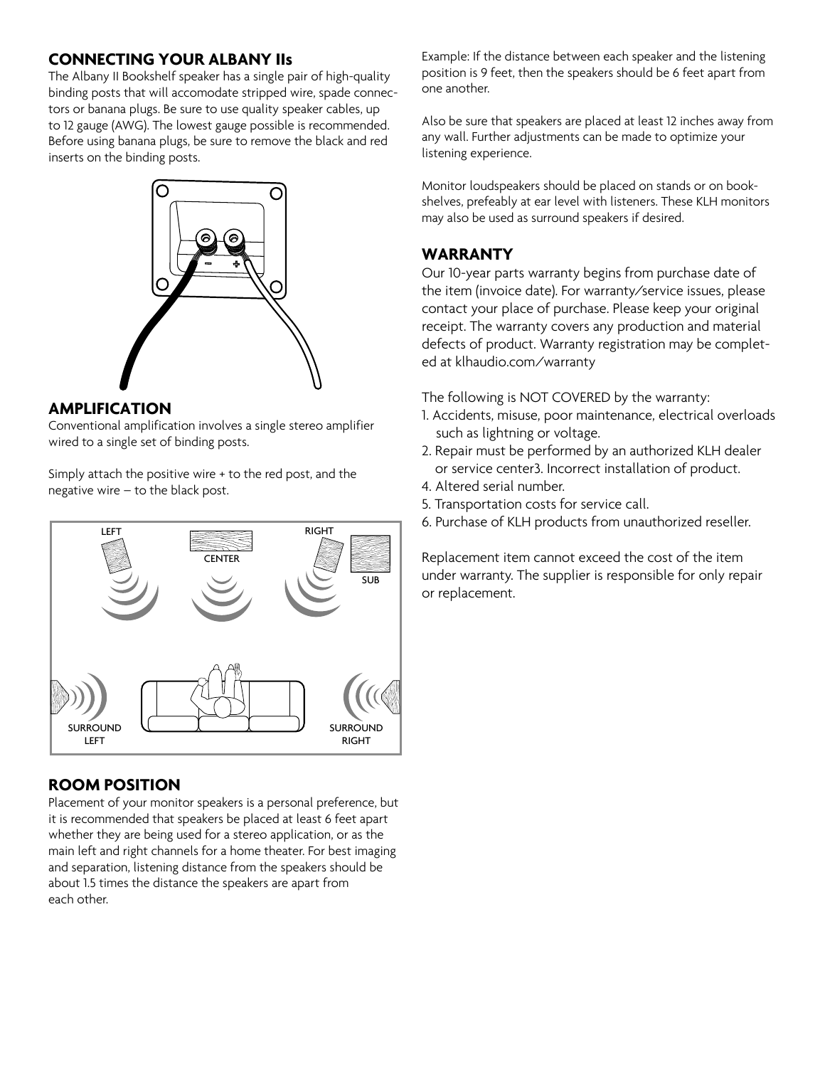## CONNECTING YOUR ALBANY IIs

The Albany II Bookshelf speaker has a single pair of high-quality binding posts that will accomodate stripped wire, spade connectors or banana plugs. Be sure to use quality speaker cables, up to 12 gauge (AWG). The lowest gauge possible is recommended. Before using banana plugs, be sure to remove the black and red inserts on the binding posts.

## AMPLIFICATION

Conventional amplification involves a single stereo amplifier wired to a single set of binding posts.

Simply attach the positive wire + to the red post, and the negative wire – to the black post.

## ROOM POSITION

Placement of your monitor speakers is a personal preference, but it is recommended that speakers be placed at least 6 feet apart whether they are being used for a stereo application, or as the main left and right channels for a home theater. For best imaging and separation, listening distance from the speakers should be about 1.5 times the distance the speakers are apart from each other.

Example: If the distance between each speaker and the listening position is 9 feet, then the speakers should be 6 feet apart from one another.

Also be sure that speakers are placed at least 12 inches away from any wall. Further adjustments can be made to optimize your listening experience.

Monitor loudspeakers should be placed on stands or on bookshelves, prefeably at ear level with listeners. These KLH monitors may also be used as surround speakers if desired.

## WARRANTY

Our 10-year parts warranty begins from purchase date of the item (invoice date). For warranty/service issues, please contact your place of purchase. Please keep your original receipt. The warranty covers any production and material defects of product. Warranty registration may be completed at klhaudio.com/warranty

The following is NOT COVERED by the warranty:

1. Accidents, misuse, poor maintenance, electrical overloads such as lightning or voltage.
2. Repair must be performed by an authorized KLH dealer or service center3. Incorrect installation of product.
4. Altered serial number.
5. Transportation costs for service call.
6. Purchase of KLH products from unauthorized reseller.

Replacement item cannot exceed the cost of the item under warranty. The supplier is responsible for only repair or replacement.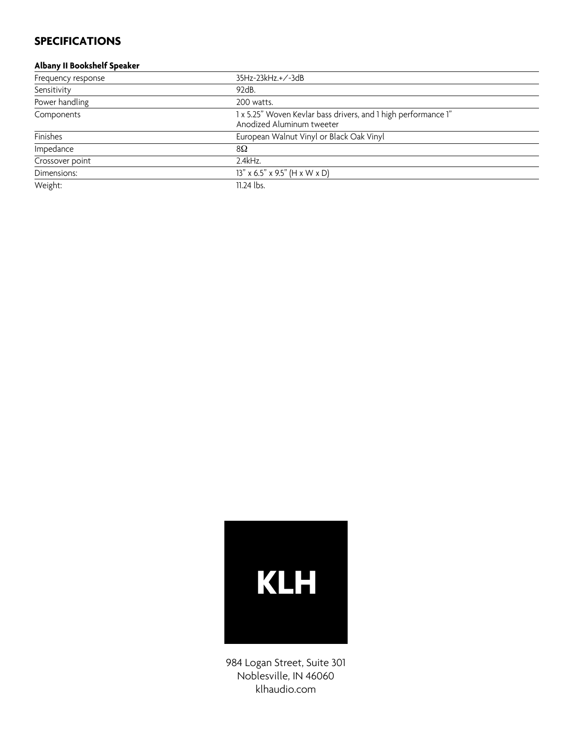## SPECIFICATIONS

**Albany II Bookshelf Speaker**

| | |
|---|---|
| Frequency response | 35Hz-23kHz.+/-3dB |
| Sensitivity | 92dB. |
| Power handling | 200 watts. |
| Components | 1 x 5.25" Woven Kevlar bass drivers, and 1 high performance 1" Anodized Aluminum tweeter |
| Finishes | European Walnut Vinyl or Black Oak Vinyl |
| Impedance | 8Ω |
| Crossover point | 2.4kHz. |
| Dimensions: | 13" x 6.5" x 9.5" (H x W x D) |
| Weight: | 11.24 lbs. |

KLH

984 Logan Street, Suite 301
Noblesville, IN 46060
klhaudio.com